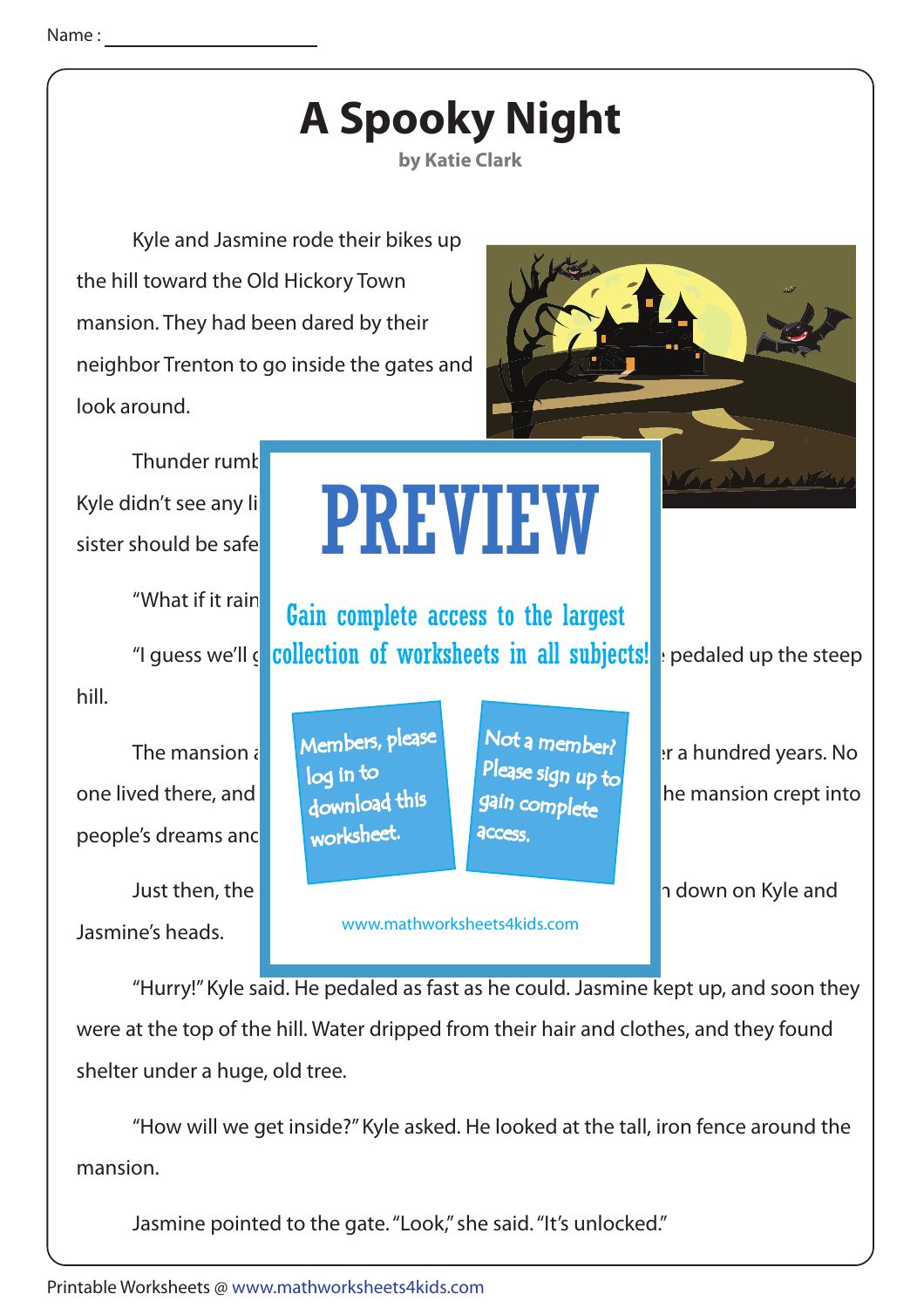Name : ____________________

# A Spooky Night

**by Katie Clark**

Kyle and Jasmine rode their bikes up the hill toward the Old Hickory Town mansion. They had been dared by their neighbor Trenton to go inside the gates and look around.

Thunder rumb Kyle didn't see any li sister should be safe

"What if it rain

"I guess we'll g pedaled up the steep hill.

The mansion a r a hundred years. No one lived there, and he mansion crept into people's dreams and

Just then, the n down on Kyle and Jasmine's heads.

PREVIEW

Gain complete access to the largest collection of worksheets in all subjects!

Members, please log in to download this worksheet.

Not a member? Please sign up to gain complete access.

www.mathworksheets4kids.com

"Hurry!" Kyle said. He pedaled as fast as he could. Jasmine kept up, and soon they were at the top of the hill. Water dripped from their hair and clothes, and they found shelter under a huge, old tree.

"How will we get inside?" Kyle asked. He looked at the tall, iron fence around the mansion.

Jasmine pointed to the gate. "Look," she said. "It's unlocked."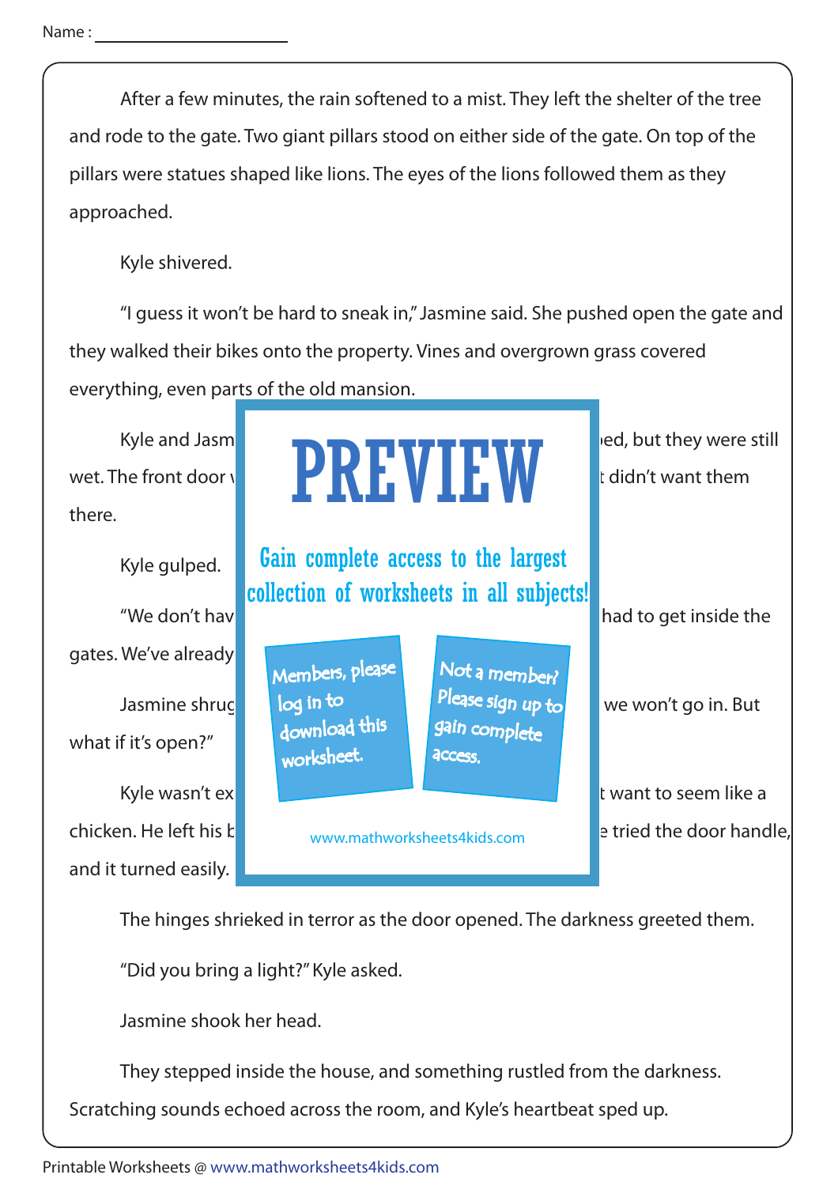Name : ______________________

After a few minutes, the rain softened to a mist. They left the shelter of the tree and rode to the gate. Two giant pillars stood on either side of the gate. On top of the pillars were statues shaped like lions. The eyes of the lions followed them as they approached.

Kyle shivered.

"I guess it won't be hard to sneak in," Jasmine said. She pushed open the gate and they walked their bikes onto the property. Vines and overgrown grass covered everything, even parts of the old mansion.

Kyle and Jasm                                                    ped, but they were still wet. The front door                                                    t didn't want them there.

Kyle gulped.

"We don't hav                                                    had to get inside the gates. We've already

Jasmine shrug                                                    we won't go in. But what if it's open?"

Kyle wasn't ex                                                    t want to seem like a chicken. He left his b                                                    e tried the door handle, and it turned easily.

# PREVIEW

Gain complete access to the largest collection of worksheets in all subjects!

Members, please log in to download this worksheet.

Not a member? Please sign up to gain complete access.

www.mathworksheets4kids.com

The hinges shrieked in terror as the door opened. The darkness greeted them.

"Did you bring a light?" Kyle asked.

Jasmine shook her head.

They stepped inside the house, and something rustled from the darkness. Scratching sounds echoed across the room, and Kyle's heartbeat sped up.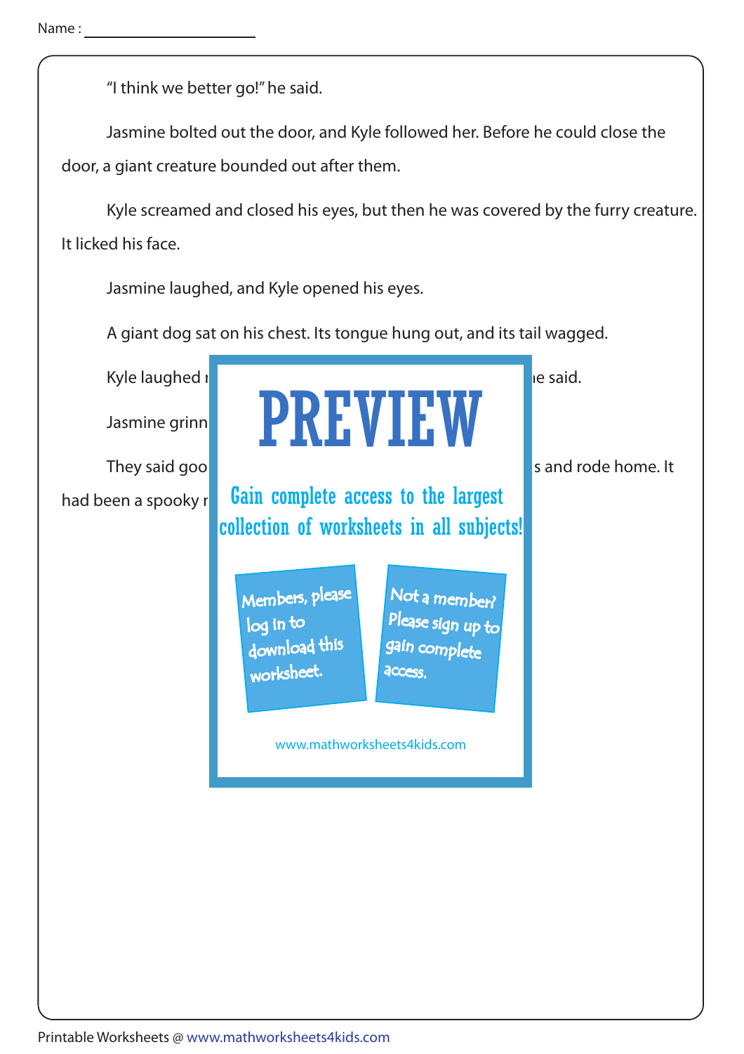Name :

"I think we better go!" he said.

Jasmine bolted out the door, and Kyle followed her. Before he could close the door, a giant creature bounded out after them.

Kyle screamed and closed his eyes, but then he was covered by the furry creature. It licked his face.

Jasmine laughed, and Kyle opened his eyes.

A giant dog sat on his chest. Its tongue hung out, and its tail wagged.

Kyle laughed r                                                                                 e said.

Jasmine grinn

They said goo                                                                                 s and rode home. It had been a spooky r

PREVIEW

Gain complete access to the largest collection of worksheets in all subjects!

Members, please log in to download this worksheet.

Not a member? Please sign up to gain complete access.

www.mathworksheets4kids.com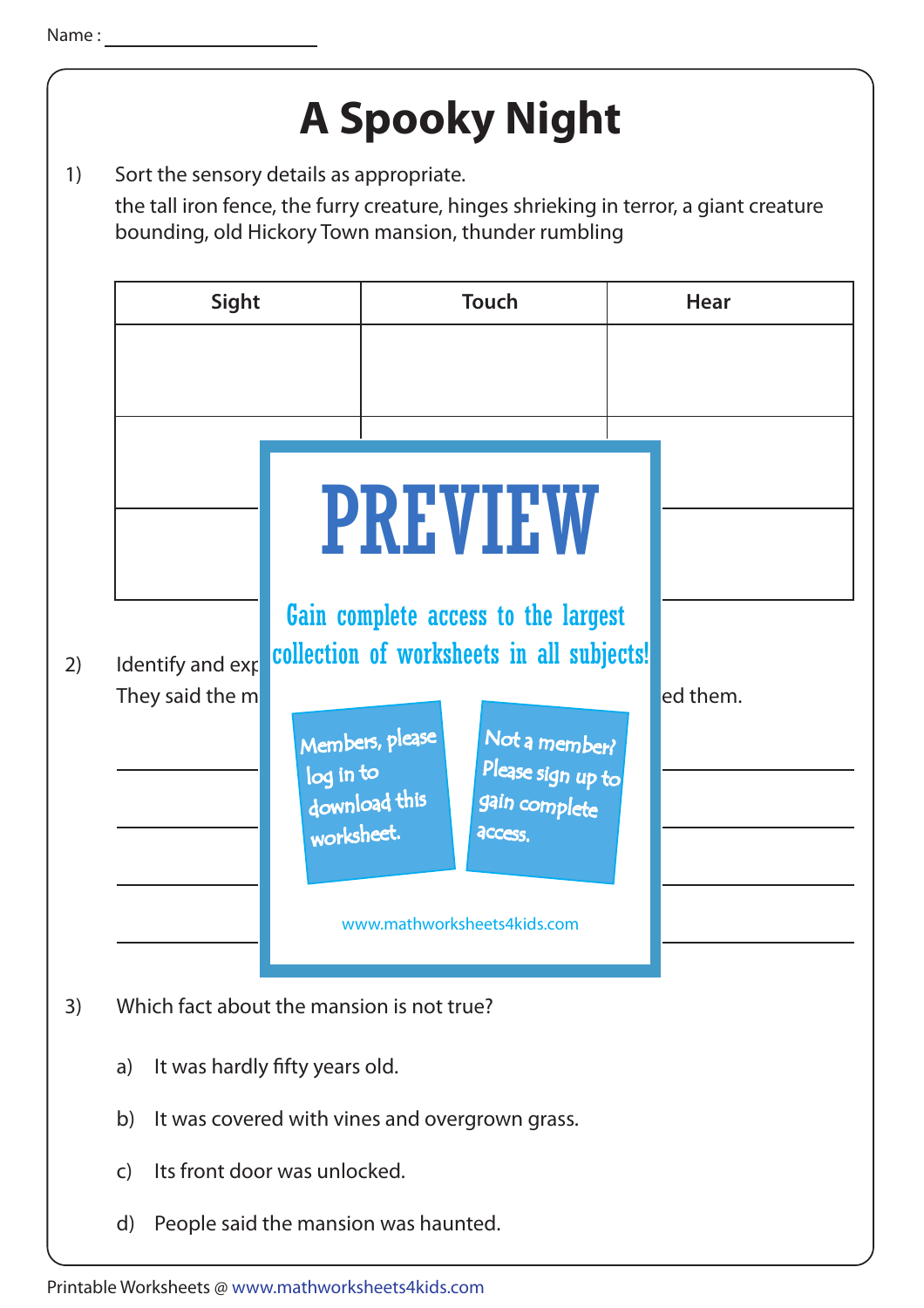Name : ______________________

# A Spooky Night

1) Sort the sensory details as appropriate.

the tall iron fence, the furry creature, hinges shrieking in terror, a giant creature bounding, old Hickory Town mansion, thunder rumbling

| Sight | Touch | Hear |
|---|---|---|
| | | |
| | | |
| | | |

PREVIEW

Gain complete access to the largest collection of worksheets in all subjects!

Members, please log in to download this worksheet.

Not a member? Please sign up to gain complete access.

www.mathworksheets4kids.com

2) Identify and exp ... They said the m ... ed them.

______________________________

______________________________

______________________________

______________________________

3) Which fact about the mansion is not true?

a) It was hardly fifty years old.

b) It was covered with vines and overgrown grass.

c) Its front door was unlocked.

d) People said the mansion was haunted.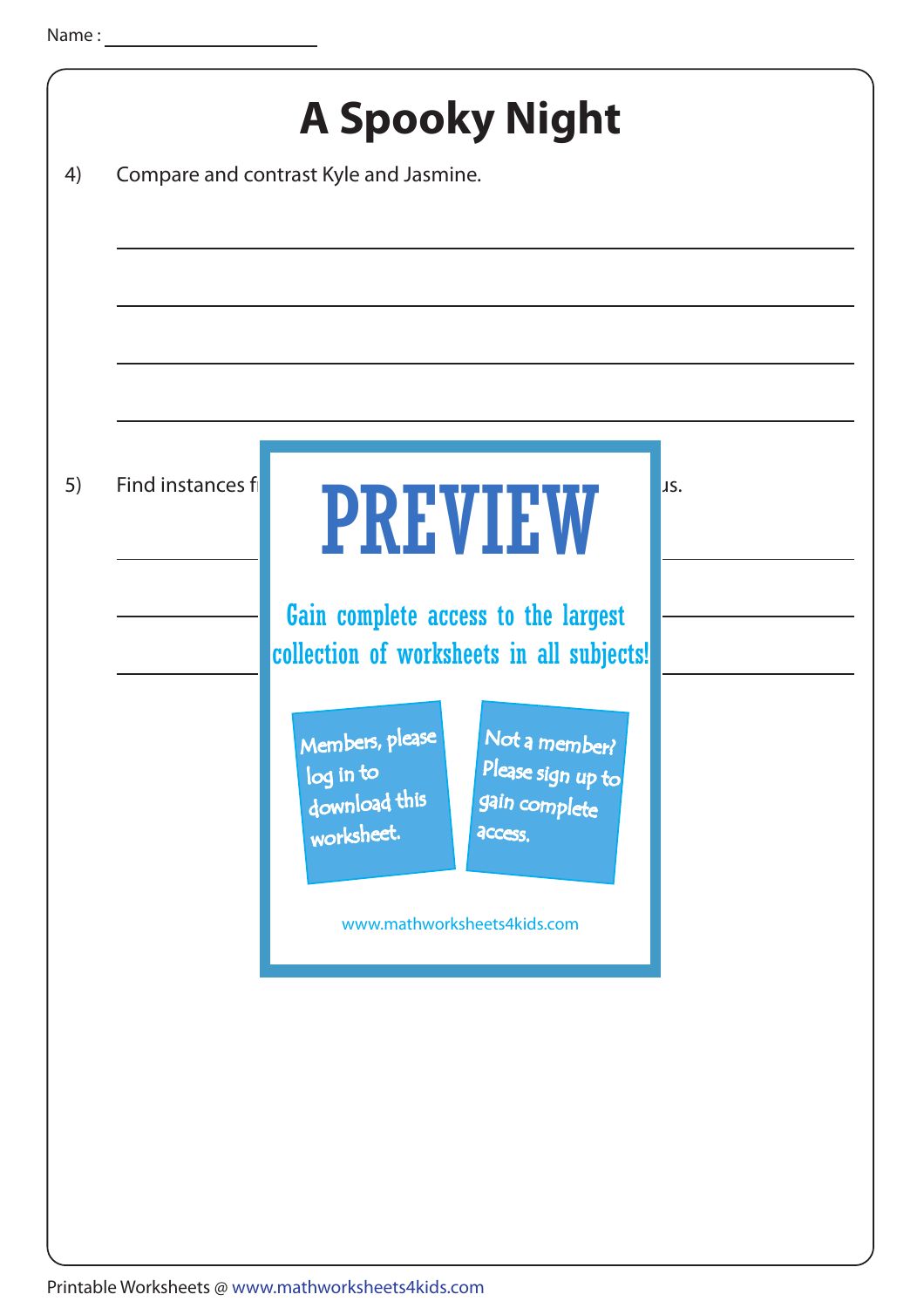Name : ____________________

# A Spooky Night

4) Compare and contrast Kyle and Jasmine.

______________________________________________________________________

______________________________________________________________________

______________________________________________________________________

______________________________________________________________________

5) Find instances f us.

______________________________________________________________________

______________________________________________________________________

______________________________________________________________________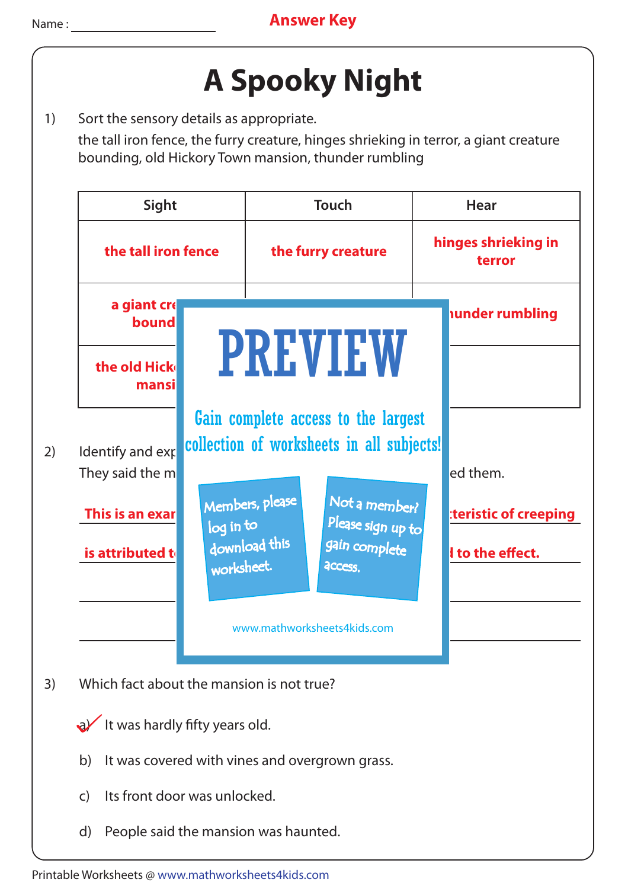Name : ____________________ **Answer Key**

# A Spooky Night

1) Sort the sensory details as appropriate.

the tall iron fence, the furry creature, hinges shrieking in terror, a giant creature bounding, old Hickory Town mansion, thunder rumbling

| Sight | Touch | Hear |
|---|---|---|
| the tall iron fence | the furry creature | hinges shrieking in terror |
| a giant cre bound | | hunder rumbling |
| the old Hick mansi | | |

PREVIEW

Gain complete access to the largest collection of worksheets in all subjects!

Members, please log in to download this worksheet.

Not a member? Please sign up to gain complete access.

www.mathworksheets4kids.com

2) Identify and exp ... They said the m ... ed them.

This is an exar ... teristic of creeping is attributed t ... l to the effect.

3) Which fact about the mansion is not true?

a) It was hardly fifty years old. ✓

b) It was covered with vines and overgrown grass.

c) Its front door was unlocked.

d) People said the mansion was haunted.

Printable Worksheets @ www.mathworksheets4kids.com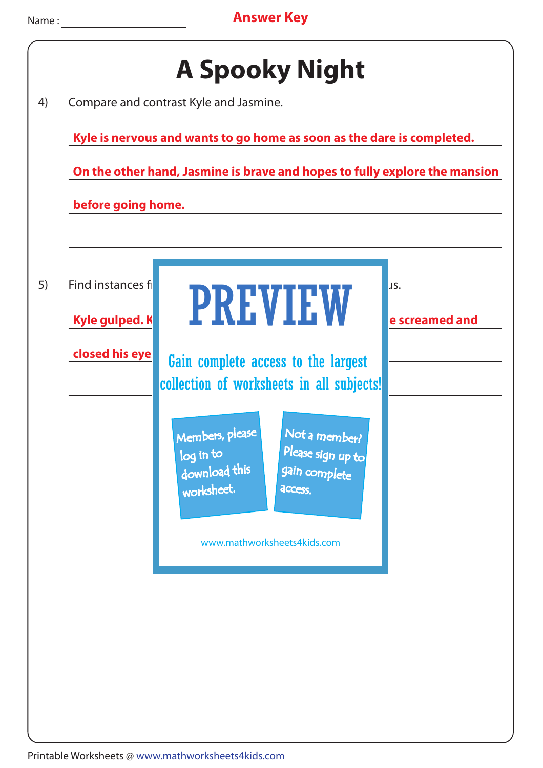Name :

**Answer Key**

# A Spooky Night

4) Compare and contrast Kyle and Jasmine.

**Kyle is nervous and wants to go home as soon as the dare is completed.**

**On the other hand, Jasmine is brave and hopes to fully explore the mansion before going home.**

5) Find instances fr ... us.

**Kyle gulped. K ... e screamed and**

**closed his eye**

PREVIEW

Gain complete access to the largest collection of worksheets in all subjects!

Members, please log in to download this worksheet.

Not a member? Please sign up to gain complete access.

www.mathworksheets4kids.com